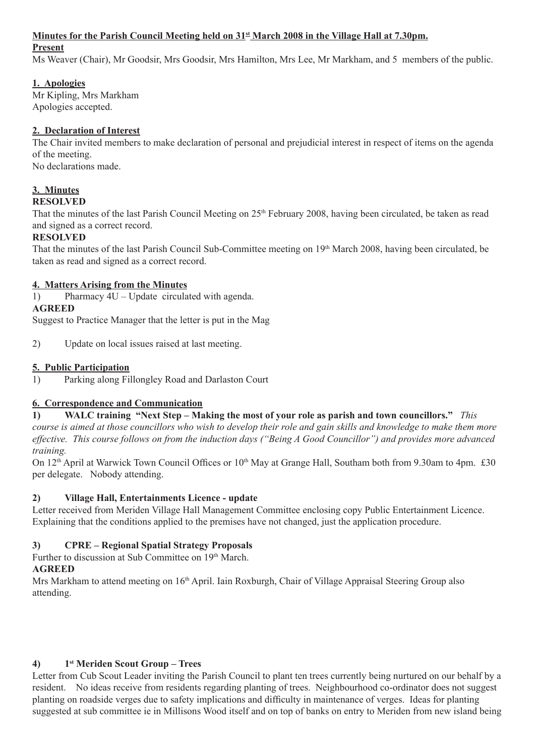**Minutes for the Parish Council Meeting held on 31st March 2008 in the Village Hall at 7.30pm.**

**Present**

Ms Weaver (Chair), Mr Goodsir, Mrs Goodsir, Mrs Hamilton, Mrs Lee, Mr Markham, and 5 members of the public.

**1. Apologies**

Mr Kipling, Mrs Markham

Apologies accepted.

**2. Declaration of Interest**

The Chair invited members to make declaration of personal and prejudicial interest in respect of items on the agenda of the meeting.

No declarations made.

**3. Minutes**

**RESOLVED**

That the minutes of the last Parish Council Meeting on 25th February 2008, having been circulated, be taken as read and signed as a correct record.

**RESOLVED**

That the minutes of the last Parish Council Sub-Committee meeting on 19th March 2008, having been circulated, be taken as read and signed as a correct record.

**4. Matters Arising from the Minutes**

1) Pharmacy 4U – Update circulated with agenda.

**AGREED**

Suggest to Practice Manager that the letter is put in the Mag

2) Update on local issues raised at last meeting.

**5. Public Participation**

1) Parking along Fillongley Road and Darlaston Court

**6. Correspondence and Communication**

**1) WALC training "Next Step – Making the most of your role as parish and town councillors."** *This course is aimed at those councillors who wish to develop their role and gain skills and knowledge to make them more effective. This course follows on from the induction days ("Being A Good Councillor") and provides more advanced training.*

On 12th April at Warwick Town Council Offices or 10th May at Grange Hall, Southam both from 9.30am to 4pm. £30 per delegate. Nobody attending.

**2) Village Hall, Entertainments Licence - update**

Letter received from Meriden Village Hall Management Committee enclosing copy Public Entertainment Licence. Explaining that the conditions applied to the premises have not changed, just the application procedure.

**3) CPRE – Regional Spatial Strategy Proposals**

Further to discussion at Sub Committee on 19th March.

**AGREED**

Mrs Markham to attend meeting on 16th April. Iain Roxburgh, Chair of Village Appraisal Steering Group also attending.

**4) 1st Meriden Scout Group – Trees**

Letter from Cub Scout Leader inviting the Parish Council to plant ten trees currently being nurtured on our behalf by a resident. No ideas receive from residents regarding planting of trees. Neighbourhood co-ordinator does not suggest planting on roadside verges due to safety implications and difficulty in maintenance of verges. Ideas for planting suggested at sub committee ie in Millisons Wood itself and on top of banks on entry to Meriden from new island being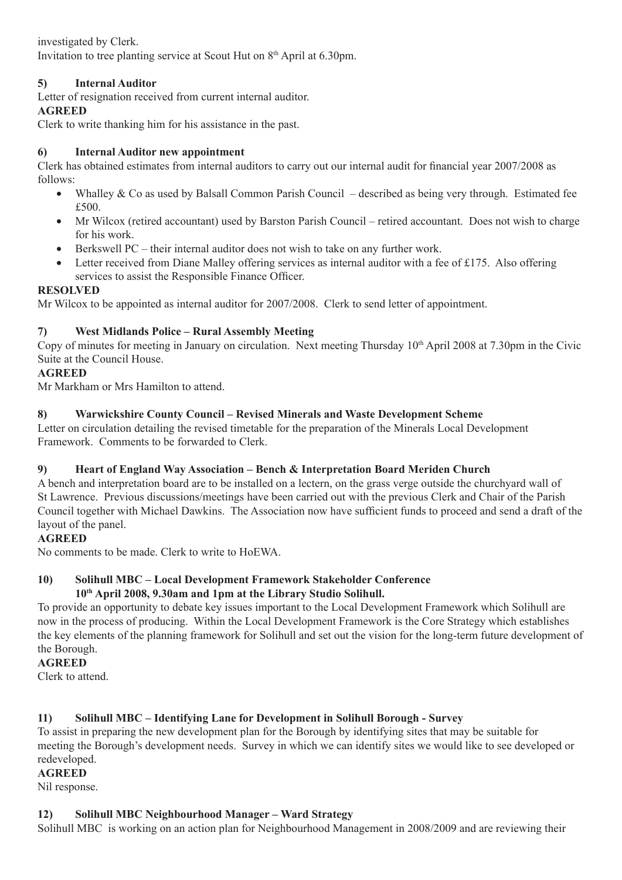investigated by Clerk.
Invitation to tree planting service at Scout Hut on 8th April at 6.30pm.

### 5) Internal Auditor

Letter of resignation received from current internal auditor.

**AGREED**

Clerk to write thanking him for his assistance in the past.

### 6) Internal Auditor new appointment

Clerk has obtained estimates from internal auditors to carry out our internal audit for financial year 2007/2008 as follows:

- Whalley & Co as used by Balsall Common Parish Council – described as being very through. Estimated fee £500.
- Mr Wilcox (retired accountant) used by Barston Parish Council – retired accountant. Does not wish to charge for his work.
- Berkswell PC – their internal auditor does not wish to take on any further work.
- Letter received from Diane Malley offering services as internal auditor with a fee of £175. Also offering services to assist the Responsible Finance Officer.

**RESOLVED**

Mr Wilcox to be appointed as internal auditor for 2007/2008. Clerk to send letter of appointment.

### 7) West Midlands Police – Rural Assembly Meeting

Copy of minutes for meeting in January on circulation. Next meeting Thursday 10th April 2008 at 7.30pm in the Civic Suite at the Council House.

**AGREED**

Mr Markham or Mrs Hamilton to attend.

### 8) Warwickshire County Council – Revised Minerals and Waste Development Scheme

Letter on circulation detailing the revised timetable for the preparation of the Minerals Local Development Framework. Comments to be forwarded to Clerk.

### 9) Heart of England Way Association – Bench & Interpretation Board Meriden Church

A bench and interpretation board are to be installed on a lectern, on the grass verge outside the churchyard wall of St Lawrence. Previous discussions/meetings have been carried out with the previous Clerk and Chair of the Parish Council together with Michael Dawkins. The Association now have sufficient funds to proceed and send a draft of the layout of the panel.

**AGREED**

No comments to be made. Clerk to write to HoEWA.

### 10) Solihull MBC – Local Development Framework Stakeholder Conference 10th April 2008, 9.30am and 1pm at the Library Studio Solihull.

To provide an opportunity to debate key issues important to the Local Development Framework which Solihull are now in the process of producing. Within the Local Development Framework is the Core Strategy which establishes the key elements of the planning framework for Solihull and set out the vision for the long-term future development of the Borough.

**AGREED**

Clerk to attend.

### 11) Solihull MBC – Identifying Lane for Development in Solihull Borough - Survey

To assist in preparing the new development plan for the Borough by identifying sites that may be suitable for meeting the Borough's development needs. Survey in which we can identify sites we would like to see developed or redeveloped.

**AGREED**

Nil response.

### 12) Solihull MBC Neighbourhood Manager – Ward Strategy

Solihull MBC is working on an action plan for Neighbourhood Management in 2008/2009 and are reviewing their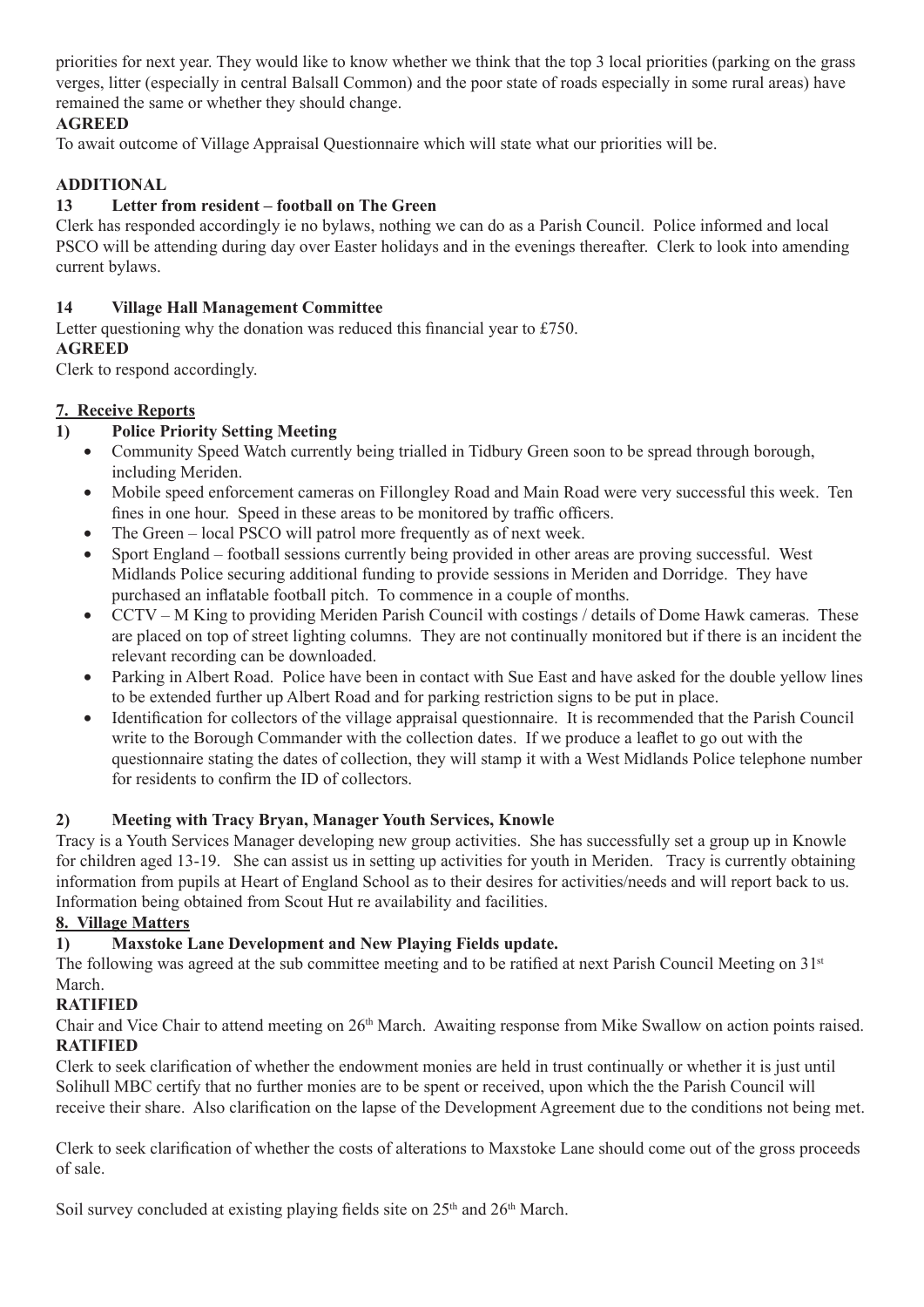priorities for next year. They would like to know whether we think that the top 3 local priorities (parking on the grass verges, litter (especially in central Balsall Common) and the poor state of roads especially in some rural areas) have remained the same or whether they should change.

**AGREED**

To await outcome of Village Appraisal Questionnaire which will state what our priorities will be.

**ADDITIONAL**

**13 Letter from resident – football on The Green**

Clerk has responded accordingly ie no bylaws, nothing we can do as a Parish Council. Police informed and local PSCO will be attending during day over Easter holidays and in the evenings thereafter. Clerk to look into amending current bylaws.

**14 Village Hall Management Committee**

Letter questioning why the donation was reduced this financial year to £750.

**AGREED**

Clerk to respond accordingly.

**7. Receive Reports**

**1) Police Priority Setting Meeting**

- Community Speed Watch currently being trialled in Tidbury Green soon to be spread through borough, including Meriden.
- Mobile speed enforcement cameras on Fillongley Road and Main Road were very successful this week. Ten fines in one hour. Speed in these areas to be monitored by traffic officers.
- The Green – local PSCO will patrol more frequently as of next week.
- Sport England – football sessions currently being provided in other areas are proving successful. West Midlands Police securing additional funding to provide sessions in Meriden and Dorridge. They have purchased an inflatable football pitch. To commence in a couple of months.
- CCTV – M King to providing Meriden Parish Council with costings / details of Dome Hawk cameras. These are placed on top of street lighting columns. They are not continually monitored but if there is an incident the relevant recording can be downloaded.
- Parking in Albert Road. Police have been in contact with Sue East and have asked for the double yellow lines to be extended further up Albert Road and for parking restriction signs to be put in place.
- Identification for collectors of the village appraisal questionnaire. It is recommended that the Parish Council write to the Borough Commander with the collection dates. If we produce a leaflet to go out with the questionnaire stating the dates of collection, they will stamp it with a West Midlands Police telephone number for residents to confirm the ID of collectors.

**2) Meeting with Tracy Bryan, Manager Youth Services, Knowle**

Tracy is a Youth Services Manager developing new group activities. She has successfully set a group up in Knowle for children aged 13-19. She can assist us in setting up activities for youth in Meriden. Tracy is currently obtaining information from pupils at Heart of England School as to their desires for activities/needs and will report back to us. Information being obtained from Scout Hut re availability and facilities.

**8. Village Matters**

**1) Maxstoke Lane Development and New Playing Fields update.**

The following was agreed at the sub committee meeting and to be ratified at next Parish Council Meeting on 31st March.

**RATIFIED**

Chair and Vice Chair to attend meeting on 26th March. Awaiting response from Mike Swallow on action points raised.

**RATIFIED**

Clerk to seek clarification of whether the endowment monies are held in trust continually or whether it is just until Solihull MBC certify that no further monies are to be spent or received, upon which the the Parish Council will receive their share. Also clarification on the lapse of the Development Agreement due to the conditions not being met.

Clerk to seek clarification of whether the costs of alterations to Maxstoke Lane should come out of the gross proceeds of sale.

Soil survey concluded at existing playing fields site on 25th and 26th March.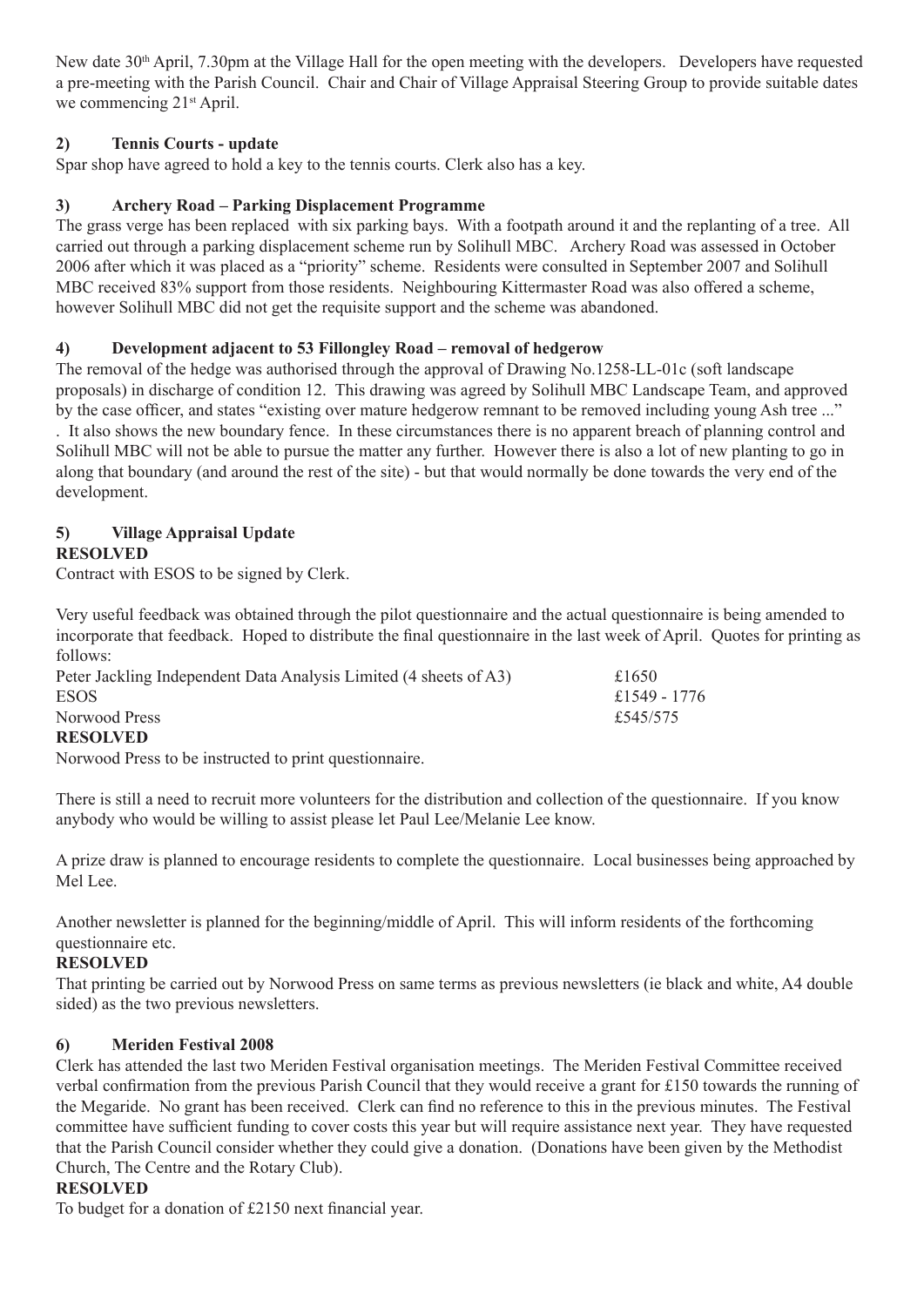New date 30th April, 7.30pm at the Village Hall for the open meeting with the developers. Developers have requested a pre-meeting with the Parish Council. Chair and Chair of Village Appraisal Steering Group to provide suitable dates we commencing 21st April.

**2) Tennis Courts - update**

Spar shop have agreed to hold a key to the tennis courts. Clerk also has a key.

**3) Archery Road – Parking Displacement Programme**

The grass verge has been replaced with six parking bays. With a footpath around it and the replanting of a tree. All carried out through a parking displacement scheme run by Solihull MBC. Archery Road was assessed in October 2006 after which it was placed as a "priority" scheme. Residents were consulted in September 2007 and Solihull MBC received 83% support from those residents. Neighbouring Kittermaster Road was also offered a scheme, however Solihull MBC did not get the requisite support and the scheme was abandoned.

**4) Development adjacent to 53 Fillongley Road – removal of hedgerow**

The removal of the hedge was authorised through the approval of Drawing No.1258-LL-01c (soft landscape proposals) in discharge of condition 12. This drawing was agreed by Solihull MBC Landscape Team, and approved by the case officer, and states "existing over mature hedgerow remnant to be removed including young Ash tree ..." . It also shows the new boundary fence. In these circumstances there is no apparent breach of planning control and Solihull MBC will not be able to pursue the matter any further. However there is also a lot of new planting to go in along that boundary (and around the rest of the site) - but that would normally be done towards the very end of the development.

**5) Village Appraisal Update**

**RESOLVED**

Contract with ESOS to be signed by Clerk.

Very useful feedback was obtained through the pilot questionnaire and the actual questionnaire is being amended to incorporate that feedback. Hoped to distribute the final questionnaire in the last week of April. Quotes for printing as follows:

| | |
|---|---|
| Peter Jackling Independent Data Analysis Limited (4 sheets of A3) | £1650 |
| ESOS | £1549 - 1776 |
| Norwood Press | £545/575 |

**RESOLVED**

Norwood Press to be instructed to print questionnaire.

There is still a need to recruit more volunteers for the distribution and collection of the questionnaire. If you know anybody who would be willing to assist please let Paul Lee/Melanie Lee know.

A prize draw is planned to encourage residents to complete the questionnaire. Local businesses being approached by Mel Lee.

Another newsletter is planned for the beginning/middle of April. This will inform residents of the forthcoming questionnaire etc.

**RESOLVED**

That printing be carried out by Norwood Press on same terms as previous newsletters (ie black and white, A4 double sided) as the two previous newsletters.

**6) Meriden Festival 2008**

Clerk has attended the last two Meriden Festival organisation meetings. The Meriden Festival Committee received verbal confirmation from the previous Parish Council that they would receive a grant for £150 towards the running of the Megaride. No grant has been received. Clerk can find no reference to this in the previous minutes. The Festival committee have sufficient funding to cover costs this year but will require assistance next year. They have requested that the Parish Council consider whether they could give a donation. (Donations have been given by the Methodist Church, The Centre and the Rotary Club).

**RESOLVED**

To budget for a donation of £2150 next financial year.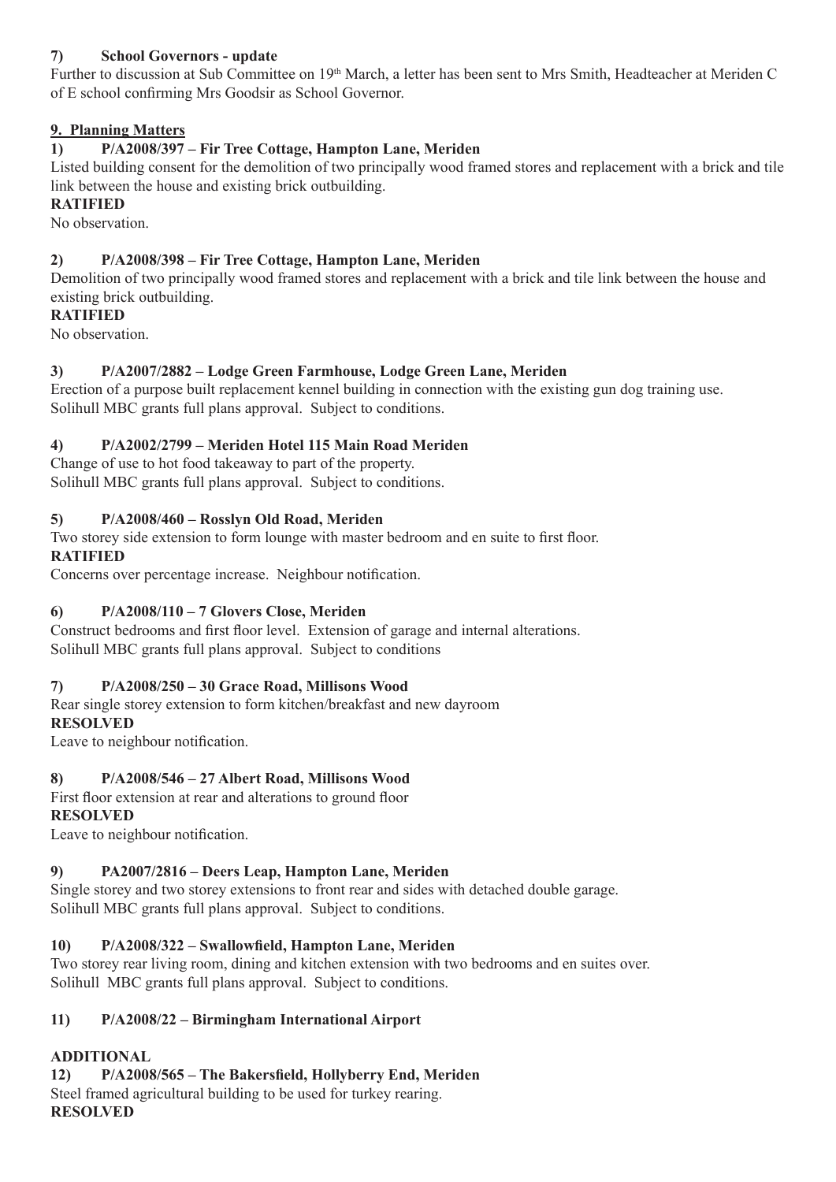**7) School Governors - update**

Further to discussion at Sub Committee on 19th March, a letter has been sent to Mrs Smith, Headteacher at Meriden C of E school confirming Mrs Goodsir as School Governor.

## 9. Planning Matters

**1) P/A2008/397 – Fir Tree Cottage, Hampton Lane, Meriden**

Listed building consent for the demolition of two principally wood framed stores and replacement with a brick and tile link between the house and existing brick outbuilding.

**RATIFIED**

No observation.

**2) P/A2008/398 – Fir Tree Cottage, Hampton Lane, Meriden**

Demolition of two principally wood framed stores and replacement with a brick and tile link between the house and existing brick outbuilding.

**RATIFIED**

No observation.

**3) P/A2007/2882 – Lodge Green Farmhouse, Lodge Green Lane, Meriden**

Erection of a purpose built replacement kennel building in connection with the existing gun dog training use.
Solihull MBC grants full plans approval. Subject to conditions.

**4) P/A2002/2799 – Meriden Hotel 115 Main Road Meriden**

Change of use to hot food takeaway to part of the property.
Solihull MBC grants full plans approval. Subject to conditions.

**5) P/A2008/460 – Rosslyn Old Road, Meriden**

Two storey side extension to form lounge with master bedroom and en suite to first floor.

**RATIFIED**

Concerns over percentage increase. Neighbour notification.

**6) P/A2008/110 – 7 Glovers Close, Meriden**

Construct bedrooms and first floor level. Extension of garage and internal alterations.
Solihull MBC grants full plans approval. Subject to conditions

**7) P/A2008/250 – 30 Grace Road, Millisons Wood**

Rear single storey extension to form kitchen/breakfast and new dayroom

**RESOLVED**

Leave to neighbour notification.

**8) P/A2008/546 – 27 Albert Road, Millisons Wood**

First floor extension at rear and alterations to ground floor

**RESOLVED**

Leave to neighbour notification.

**9) PA2007/2816 – Deers Leap, Hampton Lane, Meriden**

Single storey and two storey extensions to front rear and sides with detached double garage.
Solihull MBC grants full plans approval. Subject to conditions.

**10) P/A2008/322 – Swallowfield, Hampton Lane, Meriden**

Two storey rear living room, dining and kitchen extension with two bedrooms and en suites over.
Solihull MBC grants full plans approval. Subject to conditions.

**11) P/A2008/22 – Birmingham International Airport**

**ADDITIONAL**

**12) P/A2008/565 – The Bakersfield, Hollyberry End, Meriden**

Steel framed agricultural building to be used for turkey rearing.

**RESOLVED**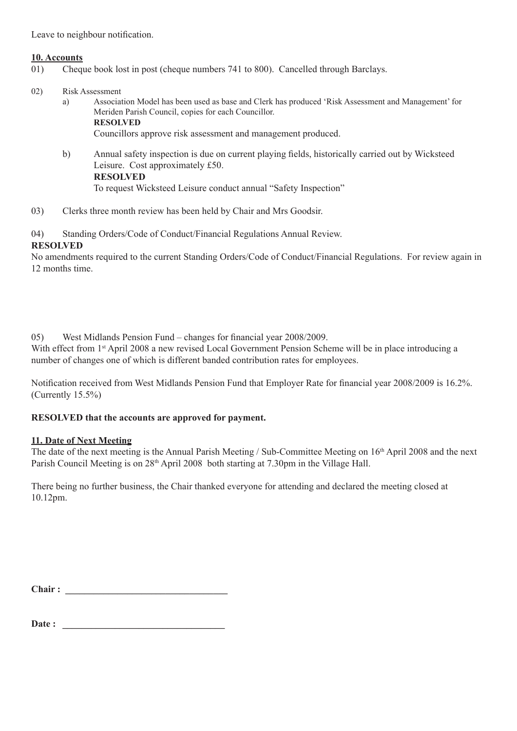Leave to neighbour notification.

**10. Accounts**

01) Cheque book lost in post (cheque numbers 741 to 800). Cancelled through Barclays.

02) Risk Assessment

a) Association Model has been used as base and Clerk has produced 'Risk Assessment and Management' for Meriden Parish Council, copies for each Councillor.

**RESOLVED**

Councillors approve risk assessment and management produced.

b) Annual safety inspection is due on current playing fields, historically carried out by Wicksteed Leisure. Cost approximately £50.

**RESOLVED**

To request Wicksteed Leisure conduct annual "Safety Inspection"

03) Clerks three month review has been held by Chair and Mrs Goodsir.

04) Standing Orders/Code of Conduct/Financial Regulations Annual Review.

**RESOLVED**

No amendments required to the current Standing Orders/Code of Conduct/Financial Regulations. For review again in 12 months time.

05) West Midlands Pension Fund – changes for financial year 2008/2009.

With effect from 1st April 2008 a new revised Local Government Pension Scheme will be in place introducing a number of changes one of which is different banded contribution rates for employees.

Notification received from West Midlands Pension Fund that Employer Rate for financial year 2008/2009 is 16.2%. (Currently 15.5%)

**RESOLVED that the accounts are approved for payment.**

**11. Date of Next Meeting**

The date of the next meeting is the Annual Parish Meeting / Sub-Committee Meeting on 16th April 2008 and the next Parish Council Meeting is on 28th April 2008 both starting at 7.30pm in the Village Hall.

There being no further business, the Chair thanked everyone for attending and declared the meeting closed at 10.12pm.

**Chair :** ________________________________

**Date :** ________________________________